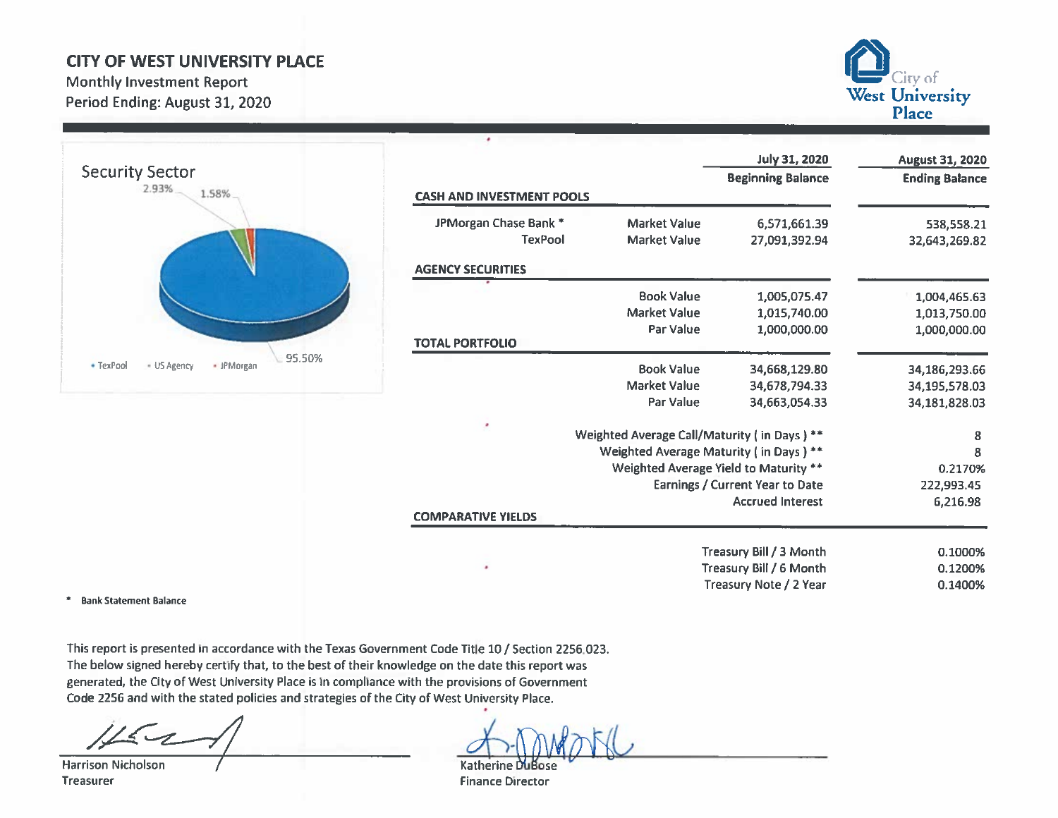# CITY OF WEST UNIVERSITY PLACE

Monthly Investment Report

Period Ending: August 31, 2020

City of West University Place

Security Sector

2.93%

1.58%

95.50%

• TexPool • US Agency • JPMorgan

| | | July 31, 2020 Beginning Balance | August 31, 2020 Ending Balance |
|---|---|---|---|
| **CASH AND INVESTMENT POOLS** | | | |
| JPMorgan Chase Bank * | Market Value | 6,571,661.39 | 538,558.21 |
| TexPool | Market Value | 27,091,392.94 | 32,643,269.82 |
| **AGENCY SECURITIES** | | | |
| | Book Value | 1,005,075.47 | 1,004,465.63 |
| | Market Value | 1,015,740.00 | 1,013,750.00 |
| | Par Value | 1,000,000.00 | 1,000,000.00 |
| **TOTAL PORTFOLIO** | | | |
| | Book Value | 34,668,129.80 | 34,186,293.66 |
| | Market Value | 34,678,794.33 | 34,195,578.03 |
| | Par Value | 34,663,054.33 | 34,181,828.03 |
| | Weighted Average Call/Maturity ( in Days ) ** | | 8 |
| | Weighted Average Maturity ( in Days ) ** | | 8 |
| | Weighted Average Yield to Maturity ** | | 0.2170% |
| | Earnings / Current Year to Date | | 222,993.45 |
| | Accrued Interest | | 6,216.98 |
| **COMPARATIVE YIELDS** | | | |
| | Treasury Bill / 3 Month | | 0.1000% |
| | Treasury Bill / 6 Month | | 0.1200% |
| | Treasury Note / 2 Year | | 0.1400% |

\* **Bank Statement Balance**

This report is presented in accordance with the Texas Government Code Title 10 / Section 2256.023. The below signed hereby certify that, to the best of their knowledge on the date this report was generated, the City of West University Place is in compliance with the provisions of Government Code 2256 and with the stated policies and strategies of the City of West University Place.

Harrison Nicholson
Treasurer

Katherine DuBose
Finance Director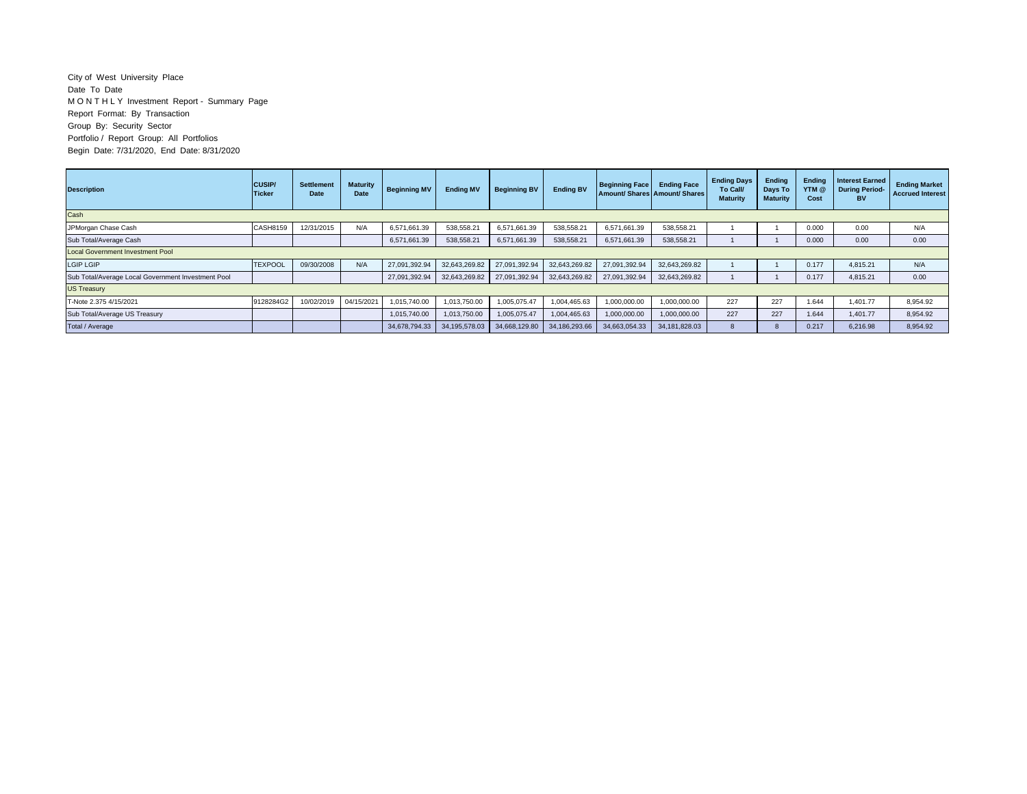City of West University Place
Date To Date
M O N T H L Y Investment Report - Summary Page
Report Format: By Transaction
Group By: Security Sector
Portfolio / Report Group: All Portfolios
Begin Date: 7/31/2020, End Date: 8/31/2020

| Description | CUSIP/ Ticker | Settlement Date | Maturity Date | Beginning MV | Ending MV | Beginning BV | Ending BV | Beginning Face Amount/ Shares | Ending Face Amount/ Shares | Ending Days To Call/ Maturity | Ending Days To Maturity | Ending YTM @ Cost | Interest Earned During Period-BV | Ending Market Accrued Interest |
|---|---|---|---|---|---|---|---|---|---|---|---|---|---|---|
| Cash | | | | | | | | | | | | | | |
| JPMorgan Chase Cash | CASH8159 | 12/31/2015 | N/A | 6,571,661.39 | 538,558.21 | 6,571,661.39 | 538,558.21 | 6,571,661.39 | 538,558.21 | 1 | 1 | 0.000 | 0.00 | N/A |
| Sub Total/Average Cash | | | | 6,571,661.39 | 538,558.21 | 6,571,661.39 | 538,558.21 | 6,571,661.39 | 538,558.21 | 1 | 1 | 0.000 | 0.00 | 0.00 |
| Local Government Investment Pool | | | | | | | | | | | | | | |
| LGIP LGIP | TEXPOOL | 09/30/2008 | N/A | 27,091,392.94 | 32,643,269.82 | 27,091,392.94 | 32,643,269.82 | 27,091,392.94 | 32,643,269.82 | 1 | 1 | 0.177 | 4,815.21 | N/A |
| Sub Total/Average Local Government Investment Pool | | | | 27,091,392.94 | 32,643,269.82 | 27,091,392.94 | 32,643,269.82 | 27,091,392.94 | 32,643,269.82 | 1 | 1 | 0.177 | 4,815.21 | 0.00 |
| US Treasury | | | | | | | | | | | | | | |
| T-Note 2.375 4/15/2021 | 9128284G2 | 10/02/2019 | 04/15/2021 | 1,015,740.00 | 1,013,750.00 | 1,005,075.47 | 1,004,465.63 | 1,000,000.00 | 1,000,000.00 | 227 | 227 | 1.644 | 1,401.77 | 8,954.92 |
| Sub Total/Average US Treasury | | | | 1,015,740.00 | 1,013,750.00 | 1,005,075.47 | 1,004,465.63 | 1,000,000.00 | 1,000,000.00 | 227 | 227 | 1.644 | 1,401.77 | 8,954.92 |
| Total / Average | | | | 34,678,794.33 | 34,195,578.03 | 34,668,129.80 | 34,186,293.66 | 34,663,054.33 | 34,181,828.03 | 8 | 8 | 0.217 | 6,216.98 | 8,954.92 |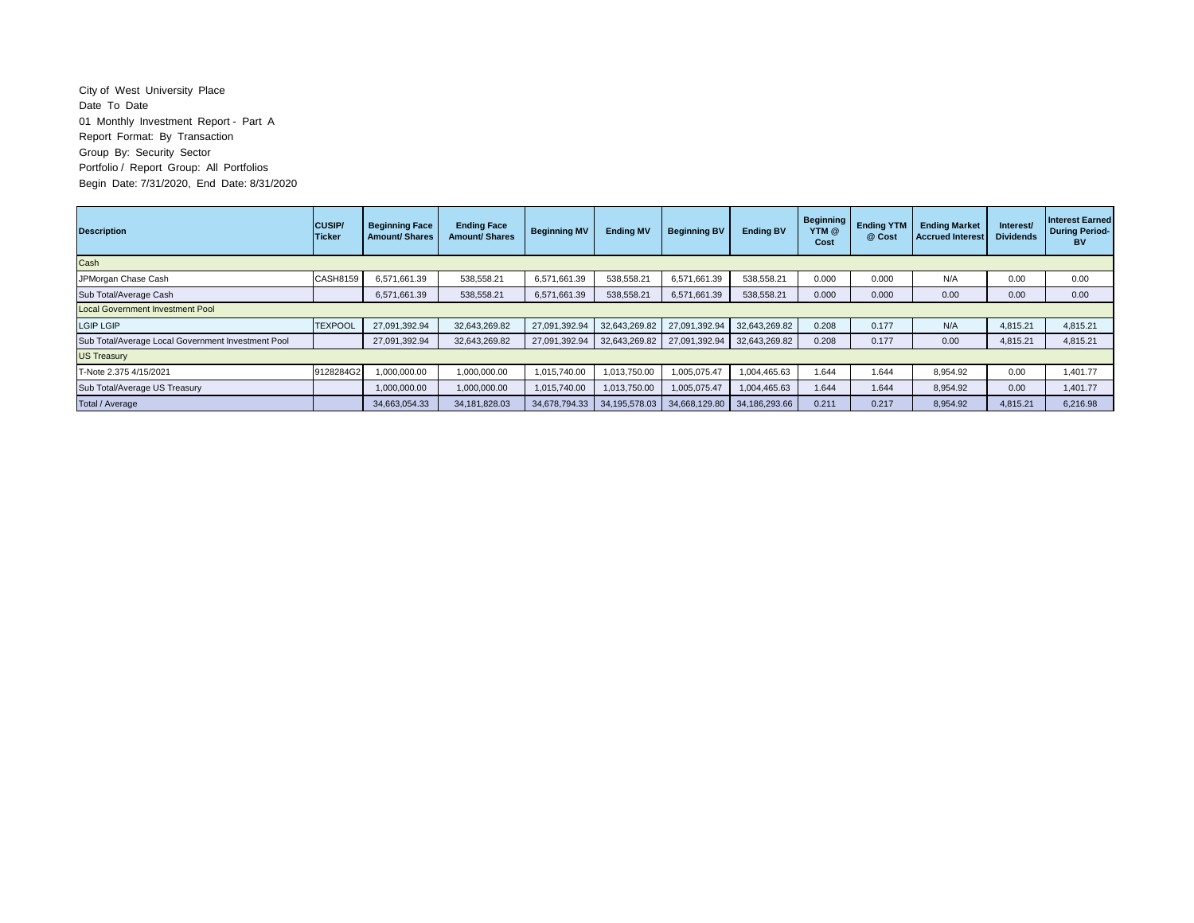City of West University Place
Date To Date
01 Monthly Investment Report - Part A
Report Format: By Transaction
Group By: Security Sector
Portfolio / Report Group: All Portfolios
Begin Date: 7/31/2020, End Date: 8/31/2020

| Description | CUSIP/ Ticker | Beginning Face Amount/ Shares | Ending Face Amount/ Shares | Beginning MV | Ending MV | Beginning BV | Ending BV | Beginning YTM @ Cost | Ending YTM @ Cost | Ending Market Accrued Interest | Interest/ Dividends | Interest Earned During Period-BV |
|---|---|---|---|---|---|---|---|---|---|---|---|---|
| Cash | | | | | | | | | | | | |
| JPMorgan Chase Cash | CASH8159 | 6,571,661.39 | 538,558.21 | 6,571,661.39 | 538,558.21 | 6,571,661.39 | 538,558.21 | 0.000 | 0.000 | N/A | 0.00 | 0.00 |
| Sub Total/Average Cash | | 6,571,661.39 | 538,558.21 | 6,571,661.39 | 538,558.21 | 6,571,661.39 | 538,558.21 | 0.000 | 0.000 | 0.00 | 0.00 | 0.00 |
| Local Government Investment Pool | | | | | | | | | | | | |
| LGIP LGIP | TEXPOOL | 27,091,392.94 | 32,643,269.82 | 27,091,392.94 | 32,643,269.82 | 27,091,392.94 | 32,643,269.82 | 0.208 | 0.177 | N/A | 4,815.21 | 4,815.21 |
| Sub Total/Average Local Government Investment Pool | | 27,091,392.94 | 32,643,269.82 | 27,091,392.94 | 32,643,269.82 | 27,091,392.94 | 32,643,269.82 | 0.208 | 0.177 | 0.00 | 4,815.21 | 4,815.21 |
| US Treasury | | | | | | | | | | | | |
| T-Note 2.375 4/15/2021 | 9128284G2 | 1,000,000.00 | 1,000,000.00 | 1,015,740.00 | 1,013,750.00 | 1,005,075.47 | 1,004,465.63 | 1.644 | 1.644 | 8,954.92 | 0.00 | 1,401.77 |
| Sub Total/Average US Treasury | | 1,000,000.00 | 1,000,000.00 | 1,015,740.00 | 1,013,750.00 | 1,005,075.47 | 1,004,465.63 | 1.644 | 1.644 | 8,954.92 | 0.00 | 1,401.77 |
| Total / Average | | 34,663,054.33 | 34,181,828.03 | 34,678,794.33 | 34,195,578.03 | 34,668,129.80 | 34,186,293.66 | 0.211 | 0.217 | 8,954.92 | 4,815.21 | 6,216.98 |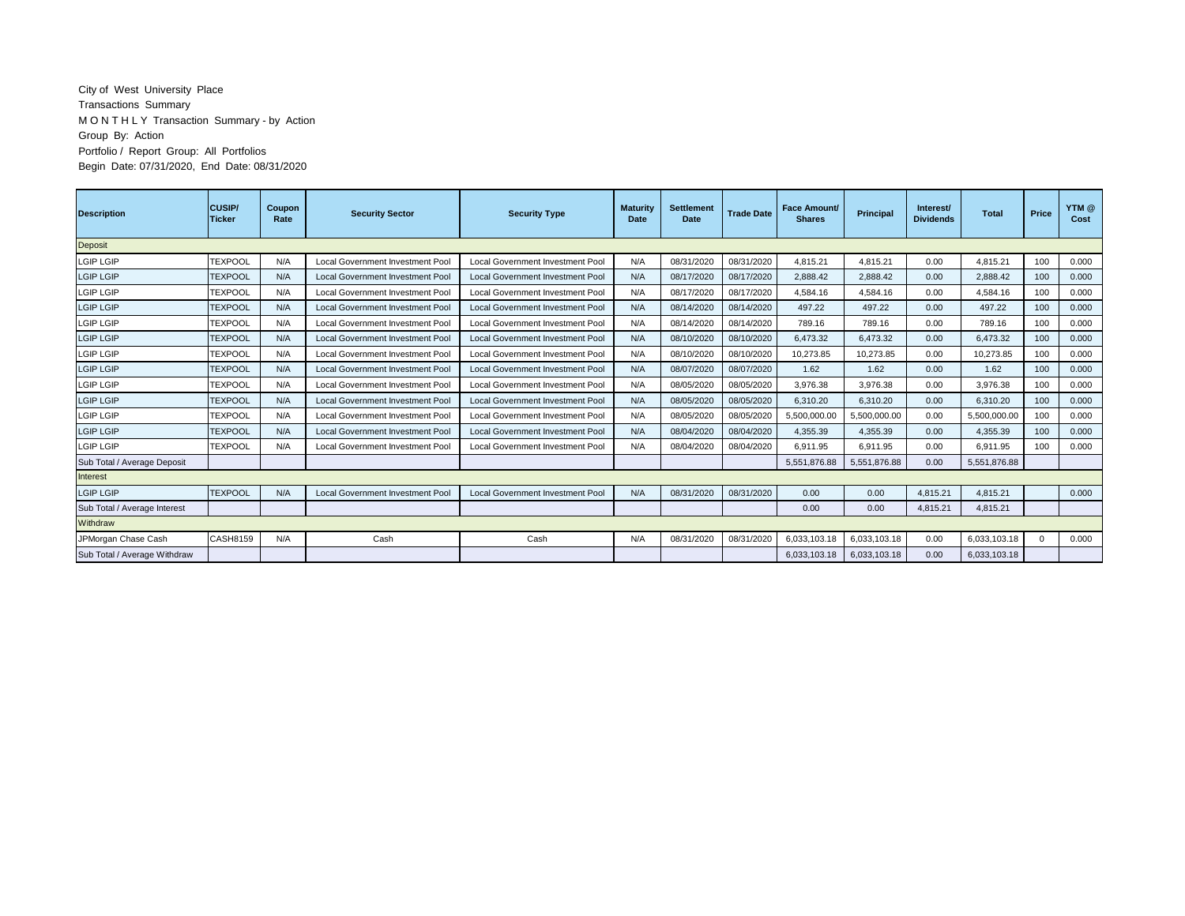City of West University Place
Transactions Summary
M O N T H L Y Transaction Summary - by Action
Group By: Action
Portfolio / Report Group: All Portfolios
Begin Date: 07/31/2020, End Date: 08/31/2020

| Description | CUSIP/ Ticker | Coupon Rate | Security Sector | Security Type | Maturity Date | Settlement Date | Trade Date | Face Amount/ Shares | Principal | Interest/ Dividends | Total | Price | YTM @ Cost |
|---|---|---|---|---|---|---|---|---|---|---|---|---|---|
| Deposit | | | | | | | | | | | | | |
| LGIP LGIP | TEXPOOL | N/A | Local Government Investment Pool | Local Government Investment Pool | N/A | 08/31/2020 | 08/31/2020 | 4,815.21 | 4,815.21 | 0.00 | 4,815.21 | 100 | 0.000 |
| LGIP LGIP | TEXPOOL | N/A | Local Government Investment Pool | Local Government Investment Pool | N/A | 08/17/2020 | 08/17/2020 | 2,888.42 | 2,888.42 | 0.00 | 2,888.42 | 100 | 0.000 |
| LGIP LGIP | TEXPOOL | N/A | Local Government Investment Pool | Local Government Investment Pool | N/A | 08/17/2020 | 08/17/2020 | 4,584.16 | 4,584.16 | 0.00 | 4,584.16 | 100 | 0.000 |
| LGIP LGIP | TEXPOOL | N/A | Local Government Investment Pool | Local Government Investment Pool | N/A | 08/14/2020 | 08/14/2020 | 497.22 | 497.22 | 0.00 | 497.22 | 100 | 0.000 |
| LGIP LGIP | TEXPOOL | N/A | Local Government Investment Pool | Local Government Investment Pool | N/A | 08/14/2020 | 08/14/2020 | 789.16 | 789.16 | 0.00 | 789.16 | 100 | 0.000 |
| LGIP LGIP | TEXPOOL | N/A | Local Government Investment Pool | Local Government Investment Pool | N/A | 08/10/2020 | 08/10/2020 | 6,473.32 | 6,473.32 | 0.00 | 6,473.32 | 100 | 0.000 |
| LGIP LGIP | TEXPOOL | N/A | Local Government Investment Pool | Local Government Investment Pool | N/A | 08/10/2020 | 08/10/2020 | 10,273.85 | 10,273.85 | 0.00 | 10,273.85 | 100 | 0.000 |
| LGIP LGIP | TEXPOOL | N/A | Local Government Investment Pool | Local Government Investment Pool | N/A | 08/07/2020 | 08/07/2020 | 1.62 | 1.62 | 0.00 | 1.62 | 100 | 0.000 |
| LGIP LGIP | TEXPOOL | N/A | Local Government Investment Pool | Local Government Investment Pool | N/A | 08/05/2020 | 08/05/2020 | 3,976.38 | 3,976.38 | 0.00 | 3,976.38 | 100 | 0.000 |
| LGIP LGIP | TEXPOOL | N/A | Local Government Investment Pool | Local Government Investment Pool | N/A | 08/05/2020 | 08/05/2020 | 6,310.20 | 6,310.20 | 0.00 | 6,310.20 | 100 | 0.000 |
| LGIP LGIP | TEXPOOL | N/A | Local Government Investment Pool | Local Government Investment Pool | N/A | 08/05/2020 | 08/05/2020 | 5,500,000.00 | 5,500,000.00 | 0.00 | 5,500,000.00 | 100 | 0.000 |
| LGIP LGIP | TEXPOOL | N/A | Local Government Investment Pool | Local Government Investment Pool | N/A | 08/04/2020 | 08/04/2020 | 4,355.39 | 4,355.39 | 0.00 | 4,355.39 | 100 | 0.000 |
| LGIP LGIP | TEXPOOL | N/A | Local Government Investment Pool | Local Government Investment Pool | N/A | 08/04/2020 | 08/04/2020 | 6,911.95 | 6,911.95 | 0.00 | 6,911.95 | 100 | 0.000 |
| Sub Total / Average Deposit | | | | | | | | 5,551,876.88 | 5,551,876.88 | 0.00 | 5,551,876.88 | | |
| Interest | | | | | | | | | | | | | |
| LGIP LGIP | TEXPOOL | N/A | Local Government Investment Pool | Local Government Investment Pool | N/A | 08/31/2020 | 08/31/2020 | 0.00 | 0.00 | 4,815.21 | 4,815.21 | | 0.000 |
| Sub Total / Average Interest | | | | | | | | 0.00 | 0.00 | 4,815.21 | 4,815.21 | | |
| Withdraw | | | | | | | | | | | | | |
| JPMorgan Chase Cash | CASH8159 | N/A | Cash | Cash | N/A | 08/31/2020 | 08/31/2020 | 6,033,103.18 | 6,033,103.18 | 0.00 | 6,033,103.18 | 0 | 0.000 |
| Sub Total / Average Withdraw | | | | | | | | 6,033,103.18 | 6,033,103.18 | 0.00 | 6,033,103.18 | | |